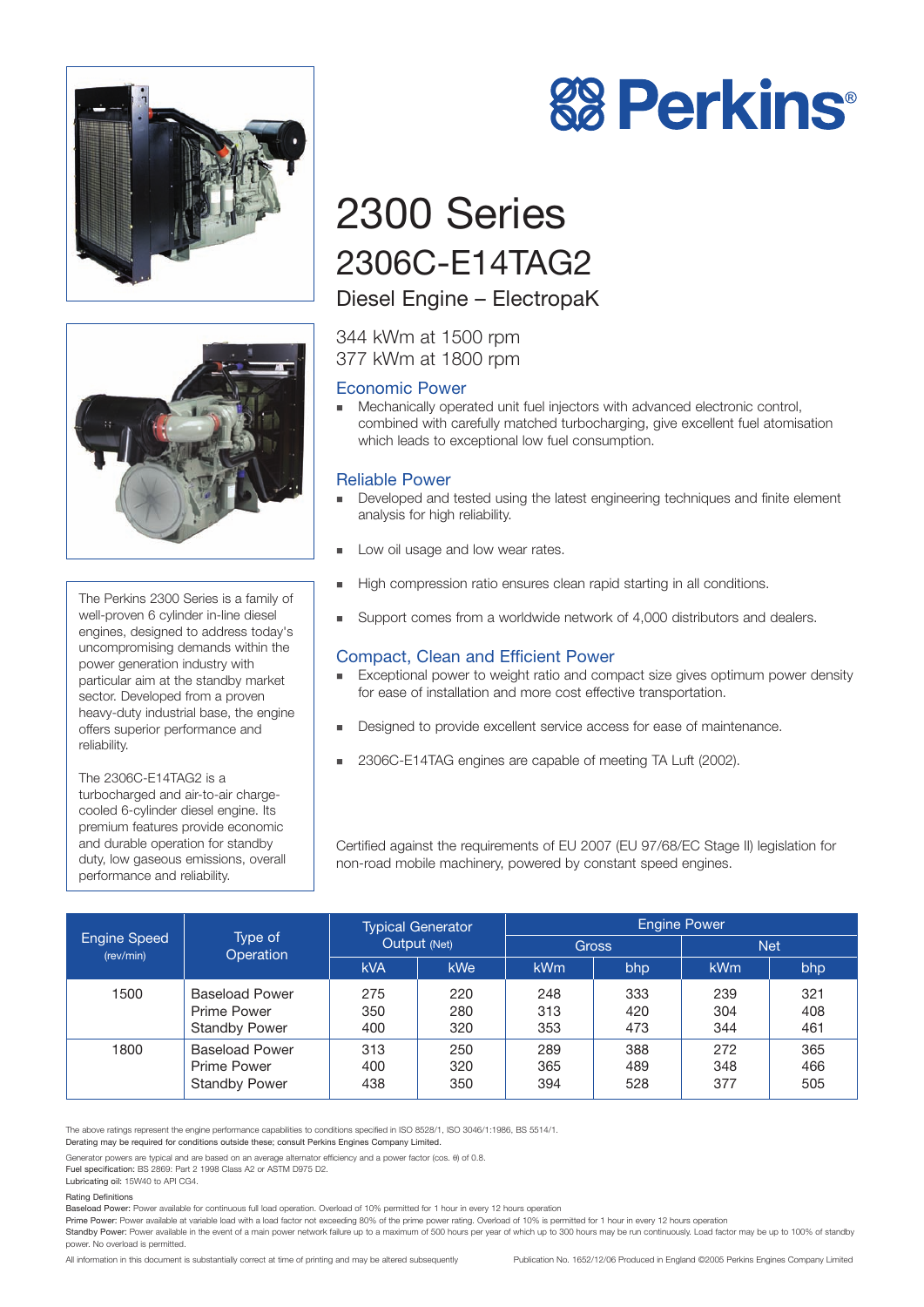# Perkins®

# 2300 Series

## 2306C-E14TAG2

### Diesel Engine – ElectropaK

344 kWm at 1500 rpm
377 kWm at 1800 rpm

The Perkins 2300 Series is a family of well-proven 6 cylinder in-line diesel engines, designed to address today's uncompromising demands within the power generation industry with particular aim at the standby market sector. Developed from a proven heavy-duty industrial base, the engine offers superior performance and reliability.

The 2306C-E14TAG2 is a turbocharged and air-to-air charge-cooled 6-cylinder diesel engine. Its premium features provide economic and durable operation for standby duty, low gaseous emissions, overall performance and reliability.

### Economic Power

- Mechanically operated unit fuel injectors with advanced electronic control, combined with carefully matched turbocharging, give excellent fuel atomisation which leads to exceptional low fuel consumption.

### Reliable Power

- Developed and tested using the latest engineering techniques and finite element analysis for high reliability.
- Low oil usage and low wear rates.
- High compression ratio ensures clean rapid starting in all conditions.
- Support comes from a worldwide network of 4,000 distributors and dealers.

### Compact, Clean and Efficient Power

- Exceptional power to weight ratio and compact size gives optimum power density for ease of installation and more cost effective transportation.
- Designed to provide excellent service access for ease of maintenance.
- 2306C-E14TAG engines are capable of meeting TA Luft (2002).

Certified against the requirements of EU 2007 (EU 97/68/EC Stage II) legislation for non-road mobile machinery, powered by constant speed engines.

| Engine Speed (rev/min) | Type of Operation | Typical Generator Output (Net) | | Engine Power | | | |
|---|---|---|---|---|---|---|---|
| | | | | Gross | | Net | |
| | | kVA | kWe | kWm | bhp | kWm | bhp |
| 1500 | Baseload Power | 275 | 220 | 248 | 333 | 239 | 321 |
| | Prime Power | 350 | 280 | 313 | 420 | 304 | 408 |
| | Standby Power | 400 | 320 | 353 | 473 | 344 | 461 |
| 1800 | Baseload Power | 313 | 250 | 289 | 388 | 272 | 365 |
| | Prime Power | 400 | 320 | 365 | 489 | 348 | 466 |
| | Standby Power | 438 | 350 | 394 | 528 | 377 | 505 |

The above ratings represent the engine performance capabilities to conditions specified in ISO 8528/1, ISO 3046/1:1986, BS 5514/1.
Derating may be required for conditions outside these; consult Perkins Engines Company Limited.

Generator powers are typical and are based on an average alternator efficiency and a power factor (cos. θ) of 0.8.
Fuel specification: BS 2869: Part 2 1998 Class A2 or ASTM D975 D2.
Lubricating oil: 15W40 to API CG4.

Rating Definitions
Baseload Power: Power available for continuous full load operation. Overload of 10% permitted for 1 hour in every 12 hours operation
Prime Power: Power available at variable load with a load factor not exceeding 80% of the prime power rating. Overload of 10% is permitted for 1 hour in every 12 hours operation
Standby Power: Power available in the event of a main power network failure up to a maximum of 500 hours per year of which up to 300 hours may be run continuously. Load factor may be up to 100% of standby power. No overload is permitted.

All information in this document is substantially correct at time of printing and may be altered subsequently

Publication No. 1652/12/06 Produced in England ©2005 Perkins Engines Company Limited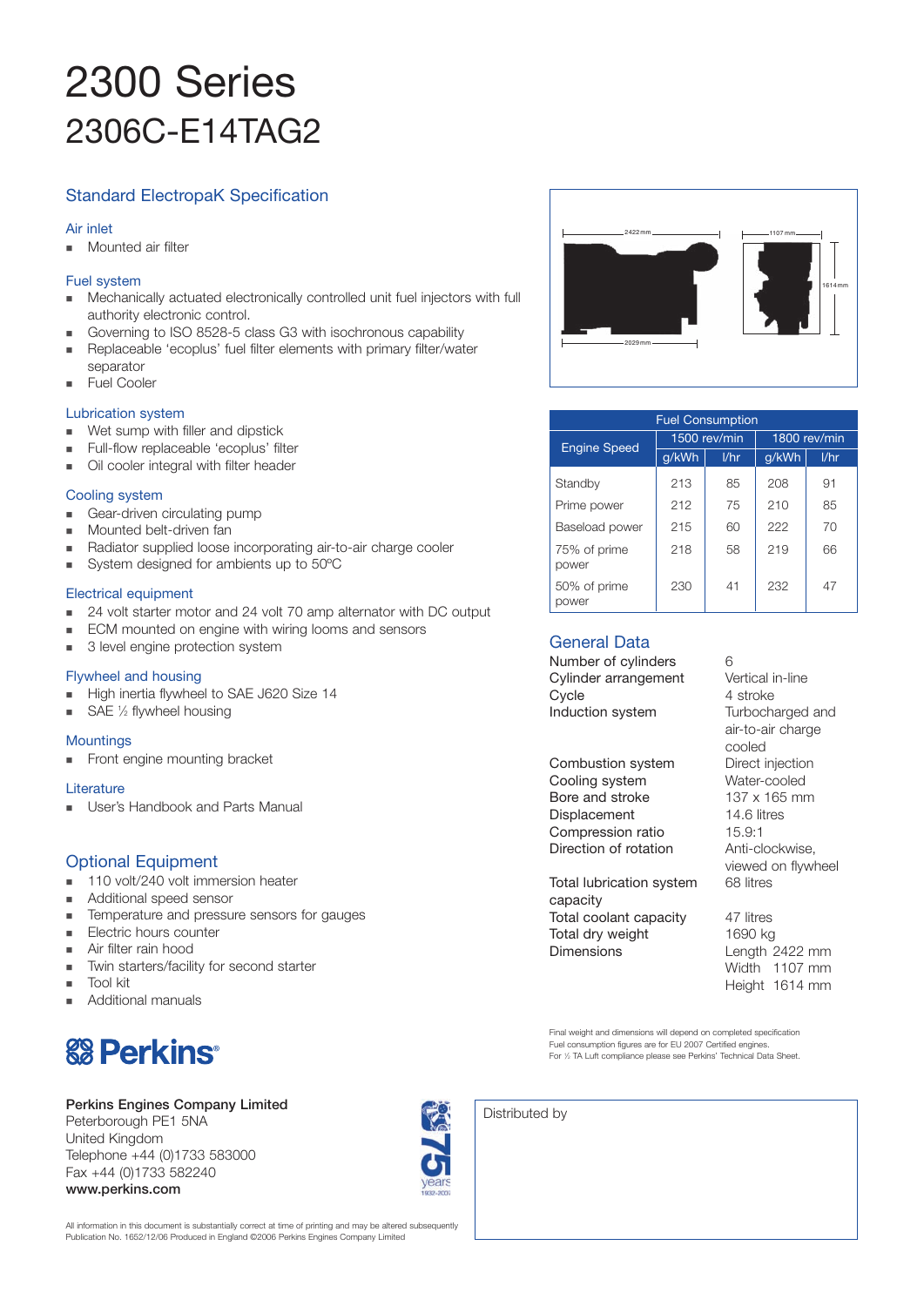# 2300 Series

## 2306C-E14TAG2

### Standard ElectropaK Specification

#### Air inlet

- Mounted air filter

#### Fuel system

- Mechanically actuated electronically controlled unit fuel injectors with full authority electronic control.
- Governing to ISO 8528-5 class G3 with isochronous capability
- Replaceable 'ecoplus' fuel filter elements with primary filter/water separator
- Fuel Cooler

#### Lubrication system

- Wet sump with filler and dipstick
- Full-flow replaceable 'ecoplus' filter
- Oil cooler integral with filter header

#### Cooling system

- Gear-driven circulating pump
- Mounted belt-driven fan
- Radiator supplied loose incorporating air-to-air charge cooler
- System designed for ambients up to 50ºC

#### Electrical equipment

- 24 volt starter motor and 24 volt 70 amp alternator with DC output
- ECM mounted on engine with wiring looms and sensors
- 3 level engine protection system

#### Flywheel and housing

- High inertia flywheel to SAE J620 Size 14
- SAE ½ flywheel housing

#### Mountings

- Front engine mounting bracket

#### Literature

- User's Handbook and Parts Manual

### Optional Equipment

- 110 volt/240 volt immersion heater
- Additional speed sensor
- Temperature and pressure sensors for gauges
- Electric hours counter
- Air filter rain hood
- Twin starters/facility for second starter
- Tool kit
- Additional manuals

2422 mm
2029 mm
1107 mm
1614 mm

| Fuel Consumption | | | | |
|---|---|---|---|---|
| Engine Speed | 1500 rev/min | | 1800 rev/min | |
| | g/kWh | l/hr | g/kWh | l/hr |
| Standby | 213 | 85 | 208 | 91 |
| Prime power | 212 | 75 | 210 | 85 |
| Baseload power | 215 | 60 | 222 | 70 |
| 75% of prime power | 218 | 58 | 219 | 66 |
| 50% of prime power | 230 | 41 | 232 | 47 |

### General Data

| | |
|---|---|
| Number of cylinders | 6 |
| Cylinder arrangement | Vertical in-line |
| Cycle | 4 stroke |
| Induction system | Turbocharged and air-to-air charge cooled |
| Combustion system | Direct injection |
| Cooling system | Water-cooled |
| Bore and stroke | 137 x 165 mm |
| Displacement | 14.6 litres |
| Compression ratio | 15.9:1 |
| Direction of rotation | Anti-clockwise, viewed on flywheel |
| Total lubrication system capacity | 68 litres |
| Total coolant capacity | 47 litres |
| Total dry weight | 1690 kg |
| Dimensions | Length 2422 mm<br>Width 1107 mm<br>Height 1614 mm |

Final weight and dimensions will depend on completed specification
Fuel consumption figures are for EU 2007 Certified engines.
For ½ TA Luft compliance please see Perkins' Technical Data Sheet.

Perkins

**Perkins Engines Company Limited**
Peterborough PE1 5NA
United Kingdom
Telephone +44 (0)1733 583000
Fax +44 (0)1733 582240
**www.perkins.com**

75 years 1932-2007

Distributed by

All information in this document is substantially correct at time of printing and may be altered subsequently
Publication No. 1652/12/06 Produced in England ©2006 Perkins Engines Company Limited